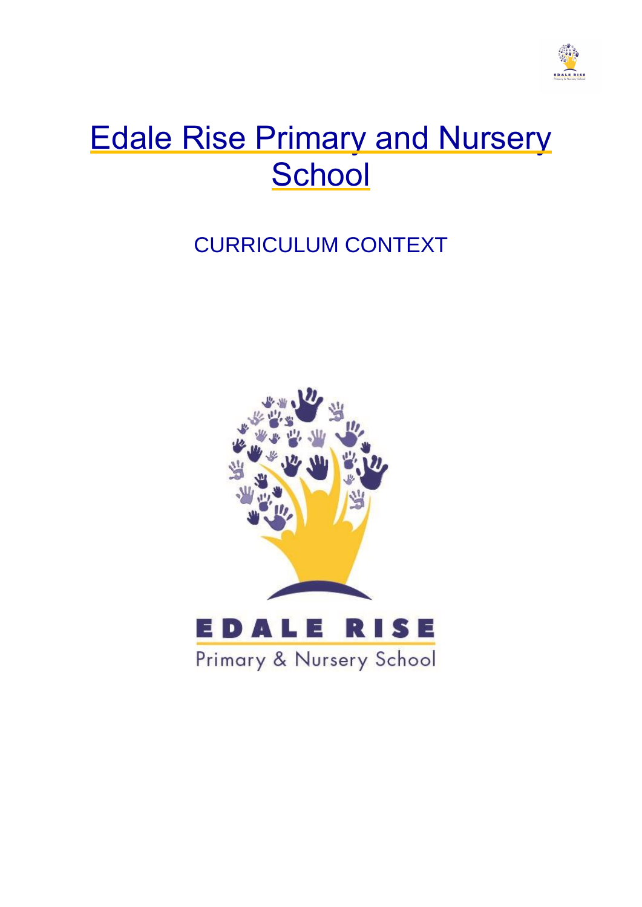# Edale Rise Primary and Nursery School

## CURRICULUM CONTEXT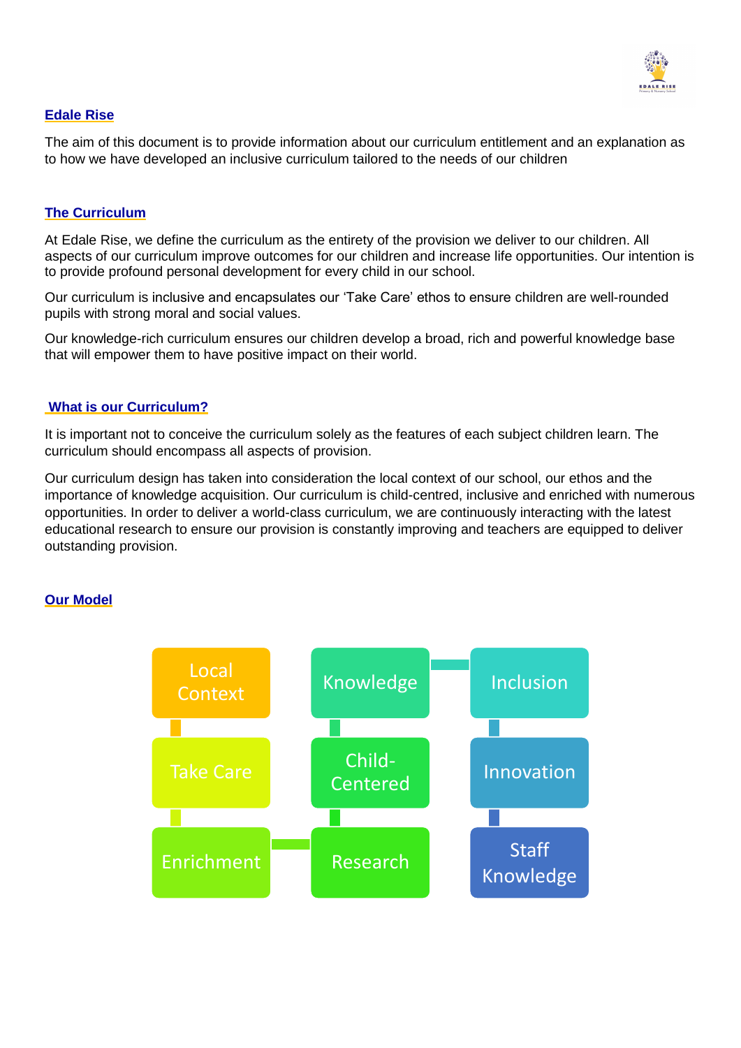## Edale Rise

The aim of this document is to provide information about our curriculum entitlement and an explanation as to how we have developed an inclusive curriculum tailored to the needs of our children

## The Curriculum

At Edale Rise, we define the curriculum as the entirety of the provision we deliver to our children. All aspects of our curriculum improve outcomes for our children and increase life opportunities. Our intention is to provide profound personal development for every child in our school.

Our curriculum is inclusive and encapsulates our 'Take Care' ethos to ensure children are well-rounded pupils with strong moral and social values.

Our knowledge-rich curriculum ensures our children develop a broad, rich and powerful knowledge base that will empower them to have positive impact on their world.

## What is our Curriculum?

It is important not to conceive the curriculum solely as the features of each subject children learn. The curriculum should encompass all aspects of provision.

Our curriculum design has taken into consideration the local context of our school, our ethos and the importance of knowledge acquisition. Our curriculum is child-centred, inclusive and enriched with numerous opportunities. In order to deliver a world-class curriculum, we are continuously interacting with the latest educational research to ensure our provision is constantly improving and teachers are equipped to deliver outstanding provision.

## Our Model

Local Context → Take Care → Enrichment → Research → Child-Centered → Knowledge → Inclusion → Innovation → Staff Knowledge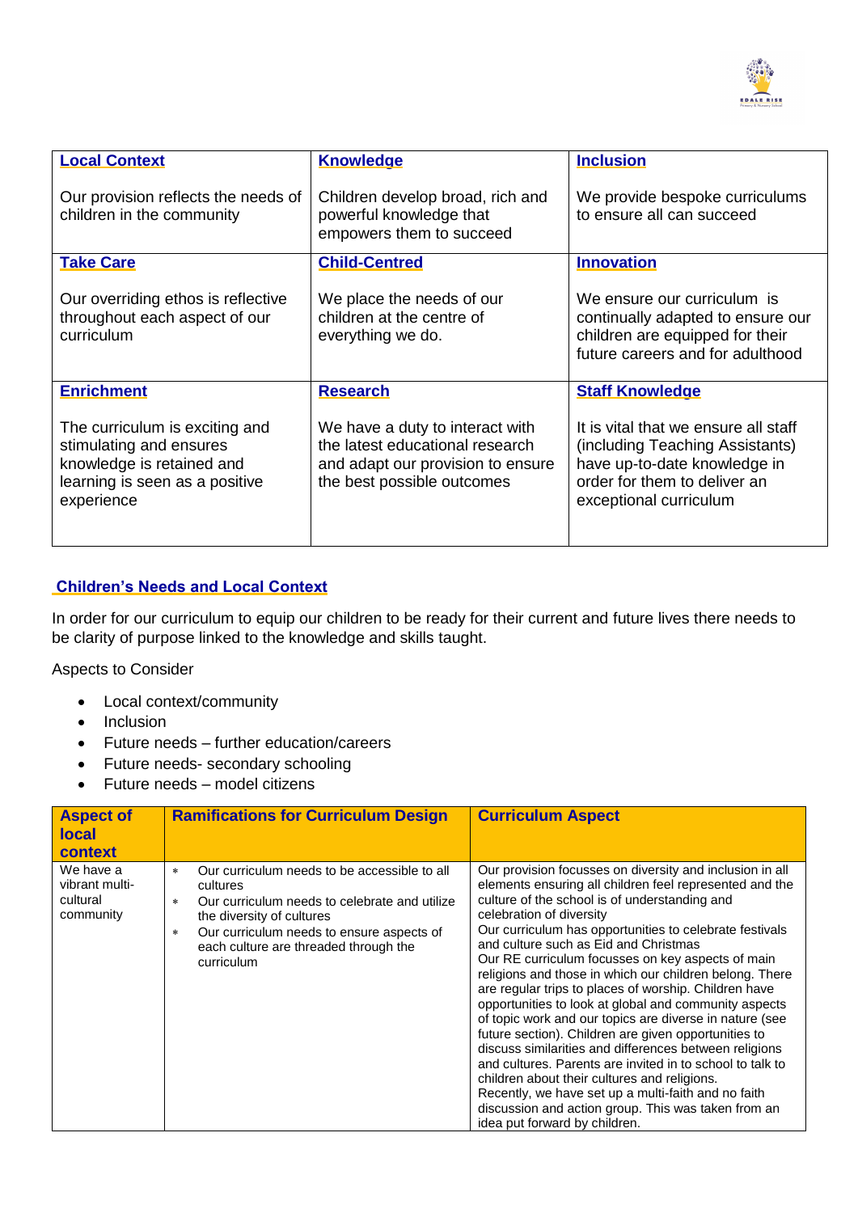| **Local Context**<br><br>Our provision reflects the needs of children in the community | **Knowledge**<br><br>Children develop broad, rich and powerful knowledge that empowers them to succeed | **Inclusion**<br><br>We provide bespoke curriculums to ensure all can succeed |
|---|---|---|
| **Take Care**<br><br>Our overriding ethos is reflective throughout each aspect of our curriculum | **Child-Centred**<br><br>We place the needs of our children at the centre of everything we do. | **Innovation**<br><br>We ensure our curriculum is continually adapted to ensure our children are equipped for their future careers and for adulthood |
| **Enrichment**<br><br>The curriculum is exciting and stimulating and ensures knowledge is retained and learning is seen as a positive experience | **Research**<br><br>We have a duty to interact with the latest educational research and adapt our provision to ensure the best possible outcomes | **Staff Knowledge**<br><br>It is vital that we ensure all staff (including Teaching Assistants) have up-to-date knowledge in order for them to deliver an exceptional curriculum |

## Children's Needs and Local Context

In order for our curriculum to equip our children to be ready for their current and future lives there needs to be clarity of purpose linked to the knowledge and skills taught.

Aspects to Consider

- Local context/community
- Inclusion
- Future needs – further education/careers
- Future needs- secondary schooling
- Future needs – model citizens

| Aspect of local context | Ramifications for Curriculum Design | Curriculum Aspect |
|---|---|---|
| We have a vibrant multi-cultural community | * Our curriculum needs to be accessible to all cultures<br>* Our curriculum needs to celebrate and utilize the diversity of cultures<br>* Our curriculum needs to ensure aspects of each culture are threaded through the curriculum | Our provision focusses on diversity and inclusion in all elements ensuring all children feel represented and the culture of the school is of understanding and celebration of diversity<br>Our curriculum has opportunities to celebrate festivals and culture such as Eid and Christmas<br>Our RE curriculum focusses on key aspects of main religions and those in which our children belong. There are regular trips to places of worship. Children have opportunities to look at global and community aspects of topic work and our topics are diverse in nature (see future section). Children are given opportunities to discuss similarities and differences between religions and cultures. Parents are invited in to school to talk to children about their cultures and religions.<br>Recently, we have set up a multi-faith and no faith discussion and action group. This was taken from an idea put forward by children. |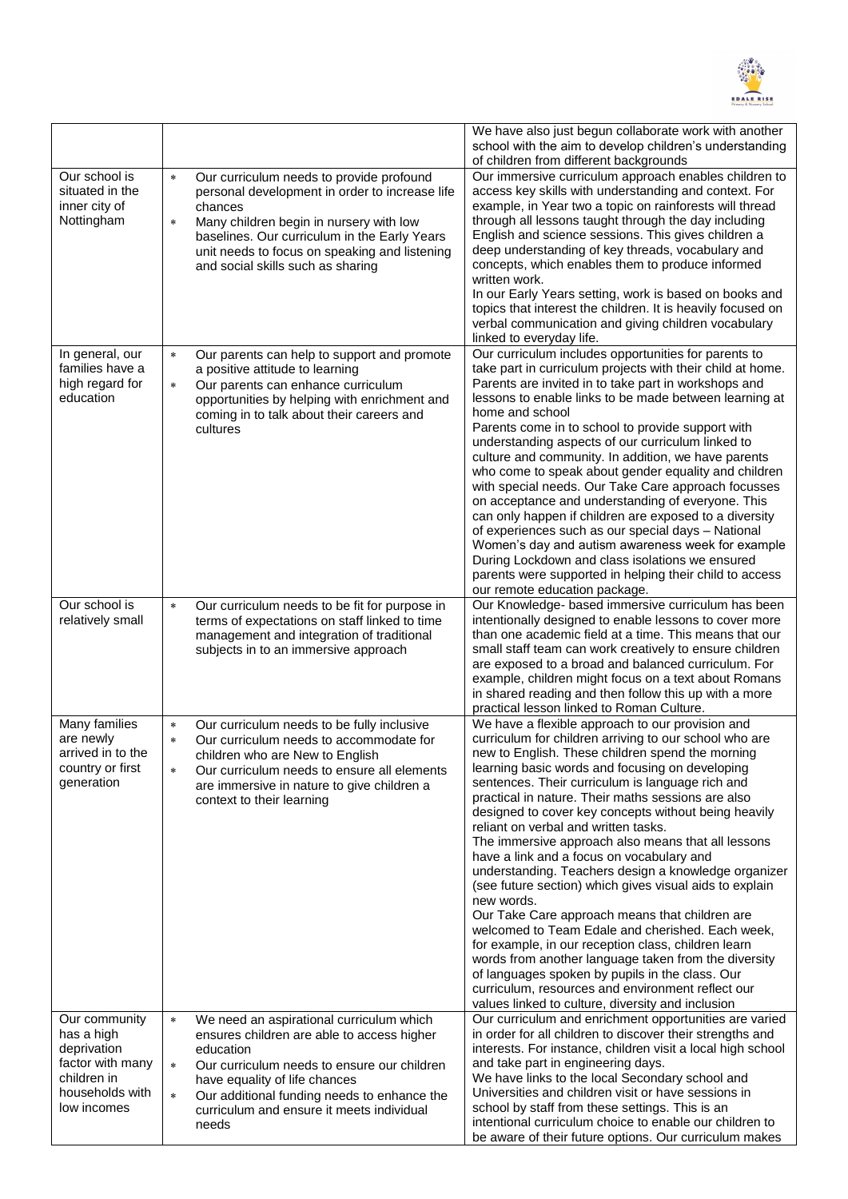| | | |
|---|---|---|
| | | We have also just begun collaborate work with another school with the aim to develop children's understanding of children from different backgrounds |
| Our school is situated in the inner city of Nottingham | * Our curriculum needs to provide profound personal development in order to increase life chances<br>* Many children begin in nursery with low baselines. Our curriculum in the Early Years unit needs to focus on speaking and listening and social skills such as sharing | Our immersive curriculum approach enables children to access key skills with understanding and context. For example, in Year two a topic on rainforests will thread through all lessons taught through the day including English and science sessions. This gives children a deep understanding of key threads, vocabulary and concepts, which enables them to produce informed written work.<br>In our Early Years setting, work is based on books and topics that interest the children. It is heavily focused on verbal communication and giving children vocabulary linked to everyday life. |
| In general, our families have a high regard for education | * Our parents can help to support and promote a positive attitude to learning<br>* Our parents can enhance curriculum opportunities by helping with enrichment and coming in to talk about their careers and cultures | Our curriculum includes opportunities for parents to take part in curriculum projects with their child at home. Parents are invited in to take part in workshops and lessons to enable links to be made between learning at home and school<br>Parents come in to school to provide support with understanding aspects of our curriculum linked to culture and community. In addition, we have parents who come to speak about gender equality and children with special needs. Our Take Care approach focusses on acceptance and understanding of everyone. This can only happen if children are exposed to a diversity of experiences such as our special days – National Women's day and autism awareness week for example<br>During Lockdown and class isolations we ensured parents were supported in helping their child to access our remote education package. |
| Our school is relatively small | * Our curriculum needs to be fit for purpose in terms of expectations on staff linked to time management and integration of traditional subjects in to an immersive approach | Our Knowledge- based immersive curriculum has been intentionally designed to enable lessons to cover more than one academic field at a time. This means that our small staff team can work creatively to ensure children are exposed to a broad and balanced curriculum. For example, children might focus on a text about Romans in shared reading and then follow this up with a more practical lesson linked to Roman Culture. |
| Many families are newly arrived in to the country or first generation | * Our curriculum needs to be fully inclusive<br>* Our curriculum needs to accommodate for children who are New to English<br>* Our curriculum needs to ensure all elements are immersive in nature to give children a context to their learning | We have a flexible approach to our provision and curriculum for children arriving to our school who are new to English. These children spend the morning learning basic words and focusing on developing sentences. Their curriculum is language rich and practical in nature. Their maths sessions are also designed to cover key concepts without being heavily reliant on verbal and written tasks.<br>The immersive approach also means that all lessons have a link and a focus on vocabulary and understanding. Teachers design a knowledge organizer (see future section) which gives visual aids to explain new words.<br>Our Take Care approach means that children are welcomed to Team Edale and cherished. Each week, for example, in our reception class, children learn words from another language taken from the diversity of languages spoken by pupils in the class. Our curriculum, resources and environment reflect our values linked to culture, diversity and inclusion |
| Our community has a high deprivation factor with many children in households with low incomes | * We need an aspirational curriculum which ensures children are able to access higher education<br>* Our curriculum needs to ensure our children have equality of life chances<br>* Our additional funding needs to enhance the curriculum and ensure it meets individual needs | Our curriculum and enrichment opportunities are varied in order for all children to discover their strengths and interests. For instance, children visit a local high school and take part in engineering days.<br>We have links to the local Secondary school and Universities and children visit or have sessions in school by staff from these settings. This is an intentional curriculum choice to enable our children to be aware of their future options. Our curriculum makes |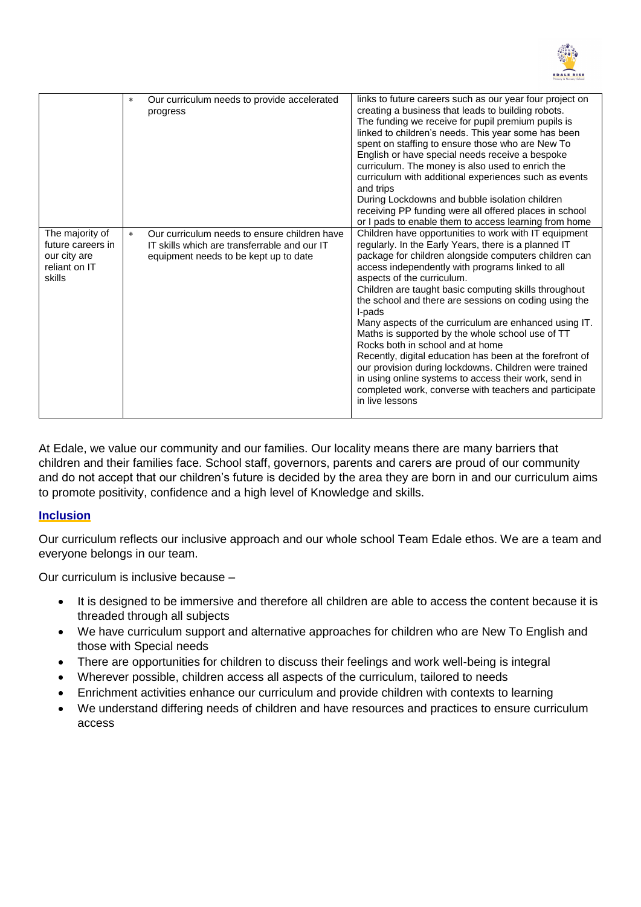| | | |
|---|---|---|
| | * Our curriculum needs to provide accelerated progress | links to future careers such as our year four project on creating a business that leads to building robots.<br>The funding we receive for pupil premium pupils is linked to children's needs. This year some has been spent on staffing to ensure those who are New To English or have special needs receive a bespoke curriculum. The money is also used to enrich the curriculum with additional experiences such as events and trips<br>During Lockdowns and bubble isolation children receiving PP funding were all offered places in school or I pads to enable them to access learning from home |
| The majority of future careers in our city are reliant on IT skills | * Our curriculum needs to ensure children have IT skills which are transferrable and our IT equipment needs to be kept up to date | Children have opportunities to work with IT equipment regularly. In the Early Years, there is a planned IT package for children alongside computers children can access independently with programs linked to all aspects of the curriculum.<br>Children are taught basic computing skills throughout the school and there are sessions on coding using the I-pads<br>Many aspects of the curriculum are enhanced using IT. Maths is supported by the whole school use of TT Rocks both in school and at home<br>Recently, digital education has been at the forefront of our provision during lockdowns. Children were trained in using online systems to access their work, send in completed work, converse with teachers and participate in live lessons |

At Edale, we value our community and our families. Our locality means there are many barriers that children and their families face. School staff, governors, parents and carers are proud of our community and do not accept that our children's future is decided by the area they are born in and our curriculum aims to promote positivity, confidence and a high level of Knowledge and skills.

## Inclusion

Our curriculum reflects our inclusive approach and our whole school Team Edale ethos. We are a team and everyone belongs in our team.

Our curriculum is inclusive because –

- It is designed to be immersive and therefore all children are able to access the content because it is threaded through all subjects
- We have curriculum support and alternative approaches for children who are New To English and those with Special needs
- There are opportunities for children to discuss their feelings and work well-being is integral
- Wherever possible, children access all aspects of the curriculum, tailored to needs
- Enrichment activities enhance our curriculum and provide children with contexts to learning
- We understand differing needs of children and have resources and practices to ensure curriculum access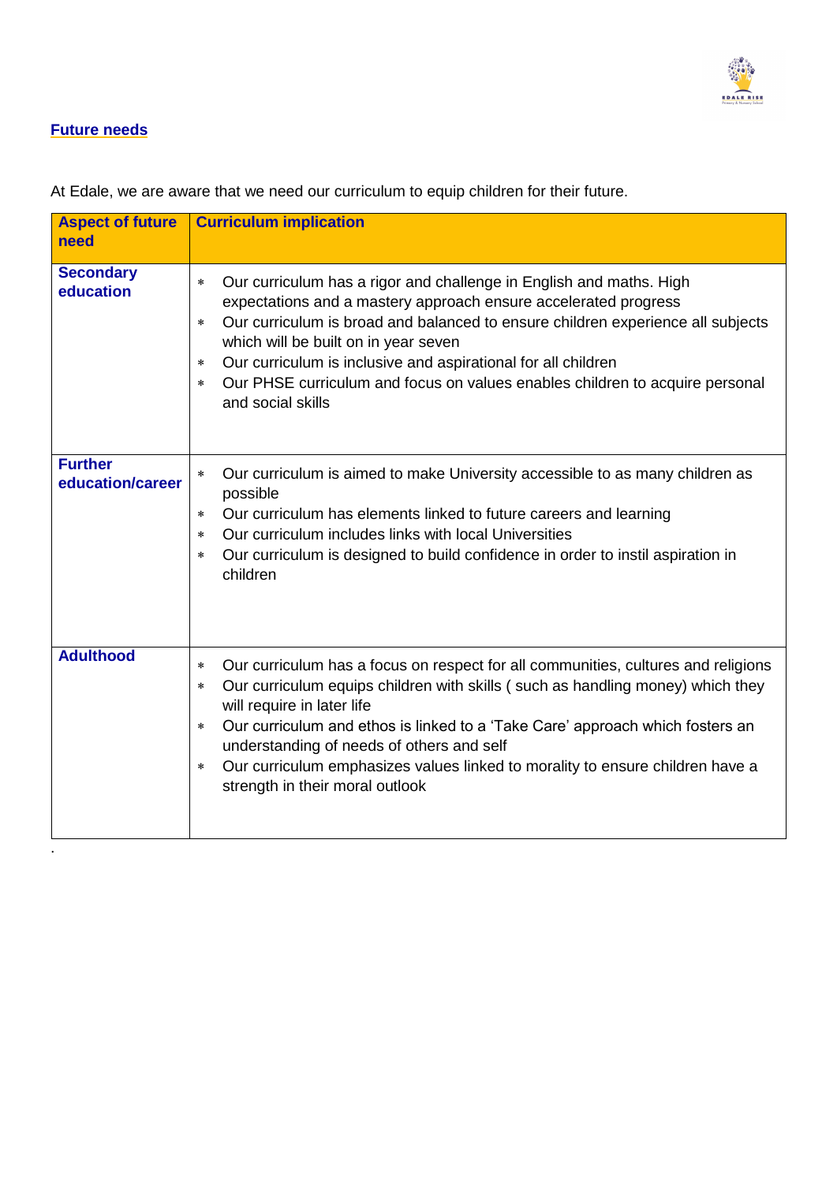## Future needs

At Edale, we are aware that we need our curriculum to equip children for their future.

| Aspect of future need | Curriculum implication |
|---|---|
| **Secondary education** | * Our curriculum has a rigor and challenge in English and maths. High expectations and a mastery approach ensure accelerated progress<br>* Our curriculum is broad and balanced to ensure children experience all subjects which will be built on in year seven<br>* Our curriculum is inclusive and aspirational for all children<br>* Our PHSE curriculum and focus on values enables children to acquire personal and social skills |
| **Further education/career** | * Our curriculum is aimed to make University accessible to as many children as possible<br>* Our curriculum has elements linked to future careers and learning<br>* Our curriculum includes links with local Universities<br>* Our curriculum is designed to build confidence in order to instil aspiration in children |
| **Adulthood** | * Our curriculum has a focus on respect for all communities, cultures and religions<br>* Our curriculum equips children with skills ( such as handling money) which they will require in later life<br>* Our curriculum and ethos is linked to a 'Take Care' approach which fosters an understanding of needs of others and self<br>* Our curriculum emphasizes values linked to morality to ensure children have a strength in their moral outlook |

.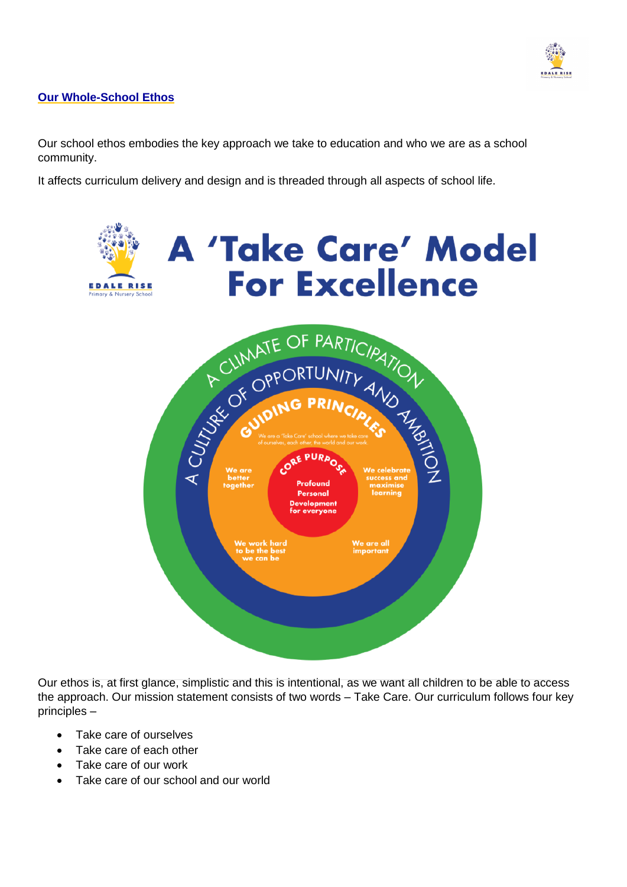## Our Whole-School Ethos

Our school ethos embodies the key approach we take to education and who we are as a school community.

It affects curriculum delivery and design and is threaded through all aspects of school life.

# A 'Take Care' Model For Excellence

A CLIMATE OF PARTICIPATION

A CULTURE OF OPPORTUNITY AND AMBITION

GUIDING PRINCIPLES

We are a 'Take Care' school where we take care of ourselves, each other, the world and our work.

We are better together

We celebrate success and maximise learning

We work hard to be the best we can be

We are all important

CORE PURPOSE

Profound Personal Development for everyone

Our ethos is, at first glance, simplistic and this is intentional, as we want all children to be able to access the approach. Our mission statement consists of two words – Take Care. Our curriculum follows four key principles –

- Take care of ourselves
- Take care of each other
- Take care of our work
- Take care of our school and our world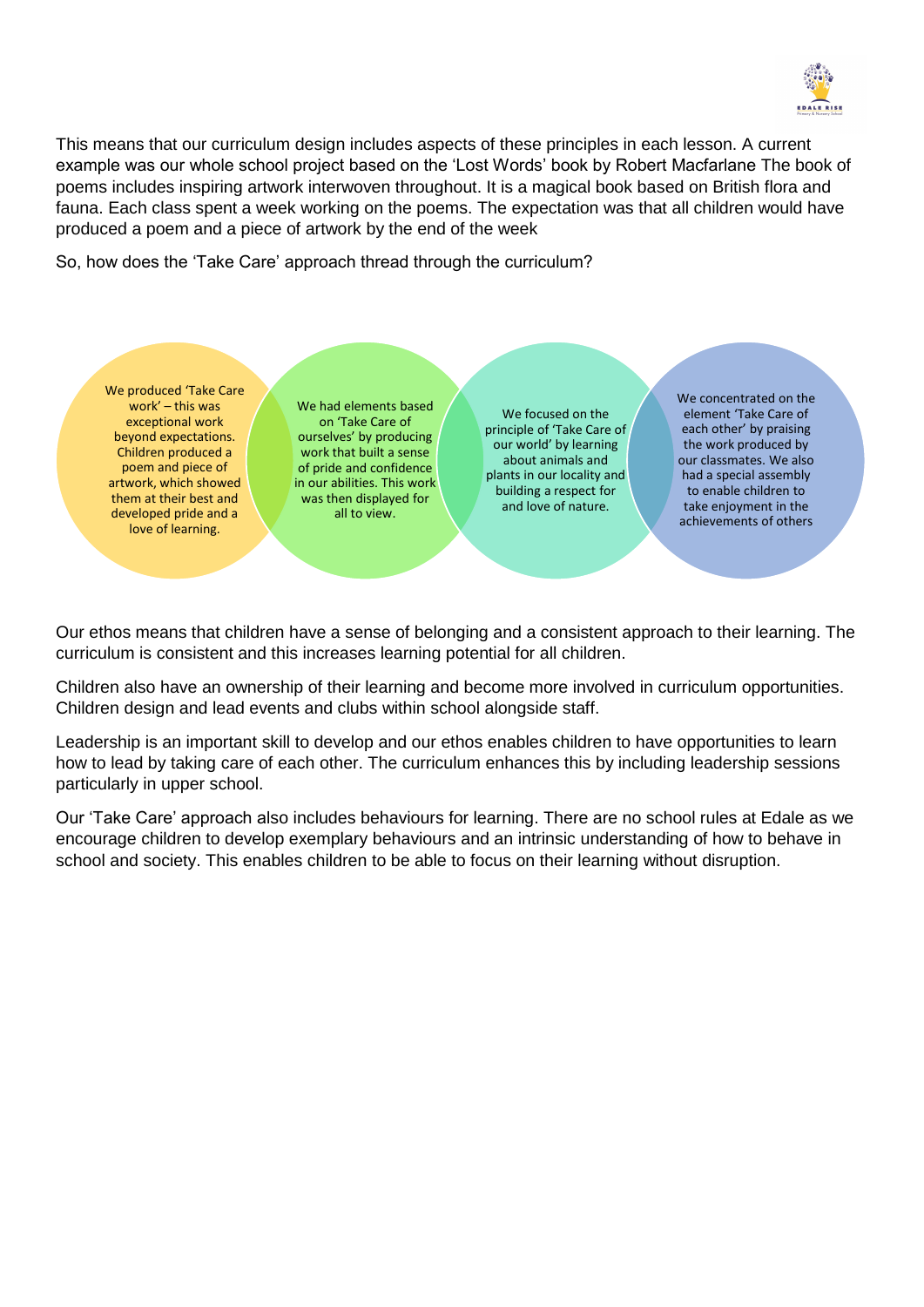This means that our curriculum design includes aspects of these principles in each lesson. A current example was our whole school project based on the 'Lost Words' book by Robert Macfarlane The book of poems includes inspiring artwork interwoven throughout. It is a magical book based on British flora and fauna. Each class spent a week working on the poems. The expectation was that all children would have produced a poem and a piece of artwork by the end of the week

So, how does the 'Take Care' approach thread through the curriculum?

We produced 'Take Care work' – this was exceptional work beyond expectations. Children produced a poem and piece of artwork, which showed them at their best and developed pride and a love of learning.

We had elements based on 'Take Care of ourselves' by producing work that built a sense of pride and confidence in our abilities. This work was then displayed for all to view.

We focused on the principle of 'Take Care of our world' by learning about animals and plants in our locality and building a respect for and love of nature.

We concentrated on the element 'Take Care of each other' by praising the work produced by our classmates. We also had a special assembly to enable children to take enjoyment in the achievements of others

Our ethos means that children have a sense of belonging and a consistent approach to their learning. The curriculum is consistent and this increases learning potential for all children.

Children also have an ownership of their learning and become more involved in curriculum opportunities. Children design and lead events and clubs within school alongside staff.

Leadership is an important skill to develop and our ethos enables children to have opportunities to learn how to lead by taking care of each other. The curriculum enhances this by including leadership sessions particularly in upper school.

Our 'Take Care' approach also includes behaviours for learning. There are no school rules at Edale as we encourage children to develop exemplary behaviours and an intrinsic understanding of how to behave in school and society. This enables children to be able to focus on their learning without disruption.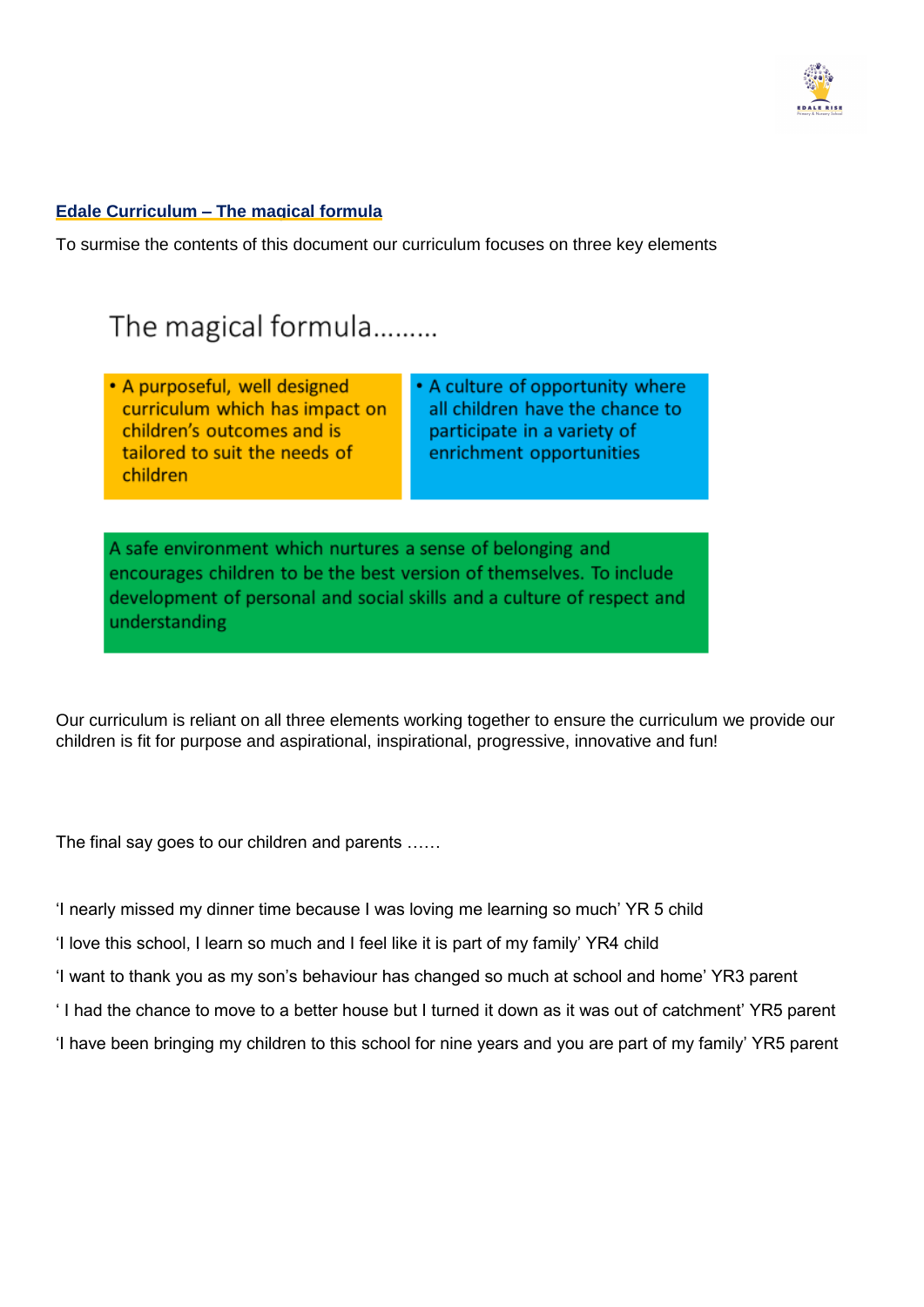**Edale Curriculum – The magical formula**

To surmise the contents of this document our curriculum focuses on three key elements

## The magical formula………

- A purposeful, well designed curriculum which has impact on children's outcomes and is tailored to suit the needs of children

- A culture of opportunity where all children have the chance to participate in a variety of enrichment opportunities

A safe environment which nurtures a sense of belonging and encourages children to be the best version of themselves. To include development of personal and social skills and a culture of respect and understanding

Our curriculum is reliant on all three elements working together to ensure the curriculum we provide our children is fit for purpose and aspirational, inspirational, progressive, innovative and fun!

The final say goes to our children and parents ……

'I nearly missed my dinner time because I was loving me learning so much' YR 5 child

'I love this school, I learn so much and I feel like it is part of my family' YR4 child

'I want to thank you as my son's behaviour has changed so much at school and home' YR3 parent

' I had the chance to move to a better house but I turned it down as it was out of catchment' YR5 parent

'I have been bringing my children to this school for nine years and you are part of my family' YR5 parent